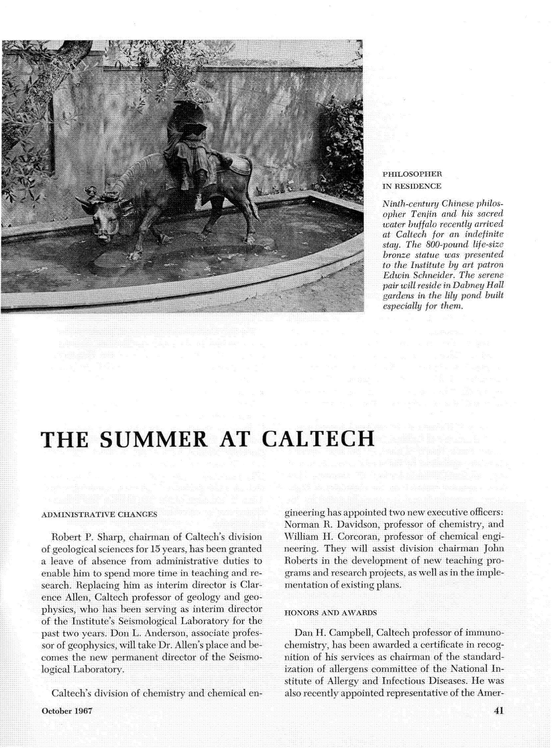PHILOSOPHER
IN RESIDENCE

*Ninth-century Chinese philosopher Tenjin and his sacred water buffalo recently arrived at Caltech for an indefinite stay. The 800-pound life-size bronze statue was presented to the Institute by art patron Edwin Schneider. The serene pair will reside in Dabney Hall gardens in the lily pond built especially for them.*

# THE SUMMER AT CALTECH

## ADMINISTRATIVE CHANGES

Robert P. Sharp, chairman of Caltech's division of geological sciences for 15 years, has been granted a leave of absence from administrative duties to enable him to spend more time in teaching and research. Replacing him as interim director is Clarence Allen, Caltech professor of geology and geophysics, who has been serving as interim director of the Institute's Seismological Laboratory for the past two years. Don L. Anderson, associate professor of geophysics, will take Dr. Allen's place and becomes the new permanent director of the Seismological Laboratory.

Caltech's division of chemistry and chemical engineering has appointed two new executive officers: Norman R. Davidson, professor of chemistry, and William H. Corcoran, professor of chemical engineering. They will assist division chairman John Roberts in the development of new teaching programs and research projects, as well as in the implementation of existing plans.

## HONORS AND AWARDS

Dan H. Campbell, Caltech professor of immunochemistry, has been awarded a certificate in recognition of his services as chairman of the standardization of allergens committee of the National Institute of Allergy and Infectious Diseases. He was also recently appointed representative of the Amer-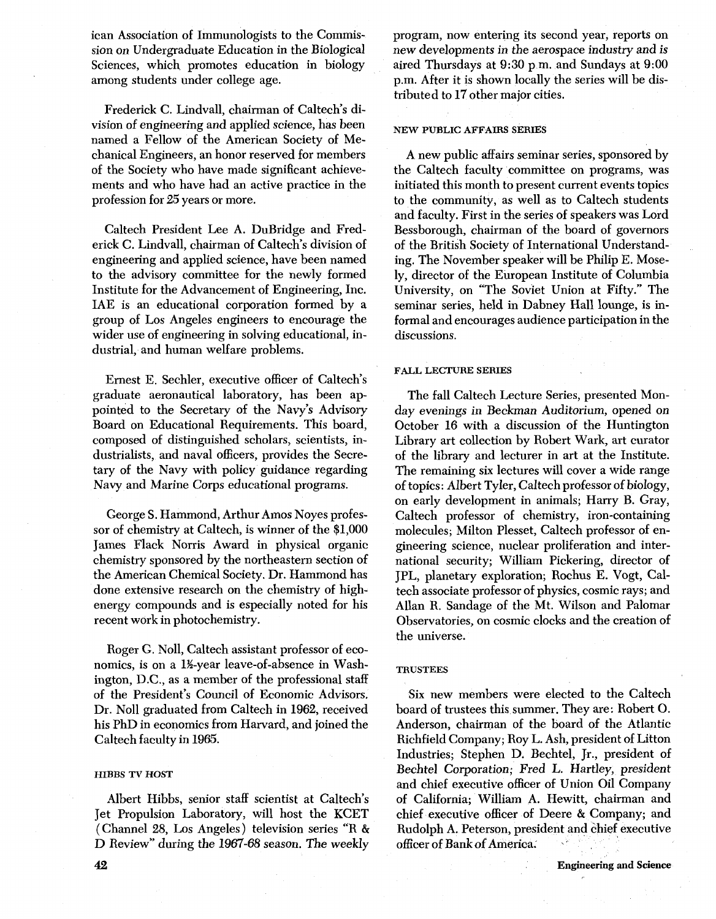ican Association of Immunologists to the Commission on Undergraduate Education in the Biological Sciences, which promotes education in biology among students under college age.

Frederick C. Lindvall, chairman of Caltech's division of engineering and applied science, has been named a Fellow of the American Society of Mechanical Engineers, an honor reserved for members of the Society who have made significant achievements and who have had an active practice in the profession for 25 years or more.

Caltech President Lee A. DuBridge and Frederick C. Lindvall, chairman of Caltech's division of engineering and applied science, have been named to the advisory committee for the newly formed Institute for the Advancement of Engineering, Inc. IAE is an educational corporation formed by a group of Los Angeles engineers to encourage the wider use of engineering in solving educational, industrial, and human welfare problems.

Ernest E. Sechler, executive officer of Caltech's graduate aeronautical laboratory, has been appointed to the Secretary of the Navy's Advisory Board on Educational Requirements. This board, composed of distinguished scholars, scientists, industrialists, and naval officers, provides the Secretary of the Navy with policy guidance regarding Navy and Marine Corps educational programs.

George S. Hammond, Arthur Amos Noyes professor of chemistry at Caltech, is winner of the $1,000 James Flack Norris Award in physical organic chemistry sponsored by the northeastern section of the American Chemical Society. Dr. Hammond has done extensive research on the chemistry of high-energy compounds and is especially noted for his recent work in photochemistry.

Roger G. Noll, Caltech assistant professor of economics, is on a 1½-year leave-of-absence in Washington, D.C., as a member of the professional staff of the President's Council of Economic Advisors. Dr. Noll graduated from Caltech in 1962, received his PhD in economics from Harvard, and joined the Caltech faculty in 1965.

### HIBBS TV HOST

Albert Hibbs, senior staff scientist at Caltech's Jet Propulsion Laboratory, will host the KCET (Channel 28, Los Angeles) television series "R & D Review" during the 1967-68 season. The weekly program, now entering its second year, reports on new developments in the aerospace industry and is aired Thursdays at 9:30 p.m. and Sundays at 9:00 p.m. After it is shown locally the series will be distributed to 17 other major cities.

### NEW PUBLIC AFFAIRS SERIES

A new public affairs seminar series, sponsored by the Caltech faculty committee on programs, was initiated this month to present current events topics to the community, as well as to Caltech students and faculty. First in the series of speakers was Lord Bessborough, chairman of the board of governors of the British Society of International Understanding. The November speaker will be Philip E. Mosely, director of the European Institute of Columbia University, on "The Soviet Union at Fifty." The seminar series, held in Dabney Hall lounge, is informal and encourages audience participation in the discussions.

### FALL LECTURE SERIES

The fall Caltech Lecture Series, presented Monday evenings in Beckman Auditorium, opened on October 16 with a discussion of the Huntington Library art collection by Robert Wark, art curator of the library and lecturer in art at the Institute. The remaining six lectures will cover a wide range of topics: Albert Tyler, Caltech professor of biology, on early development in animals; Harry B. Gray, Caltech professor of chemistry, iron-containing molecules; Milton Plesset, Caltech professor of engineering science, nuclear proliferation and international security; William Pickering, director of JPL, planetary exploration; Rochus E. Vogt, Caltech associate professor of physics, cosmic rays; and Allan R. Sandage of the Mt. Wilson and Palomar Observatories, on cosmic clocks and the creation of the universe.

### TRUSTEES

Six new members were elected to the Caltech board of trustees this summer. They are: Robert O. Anderson, chairman of the board of the Atlantic Richfield Company; Roy L. Ash, president of Litton Industries; Stephen D. Bechtel, Jr., president of Bechtel Corporation; Fred L. Hartley, president and chief executive officer of Union Oil Company of California; William A. Hewitt, chairman and chief executive officer of Deere & Company; and Rudolph A. Peterson, president and chief executive officer of Bank of America.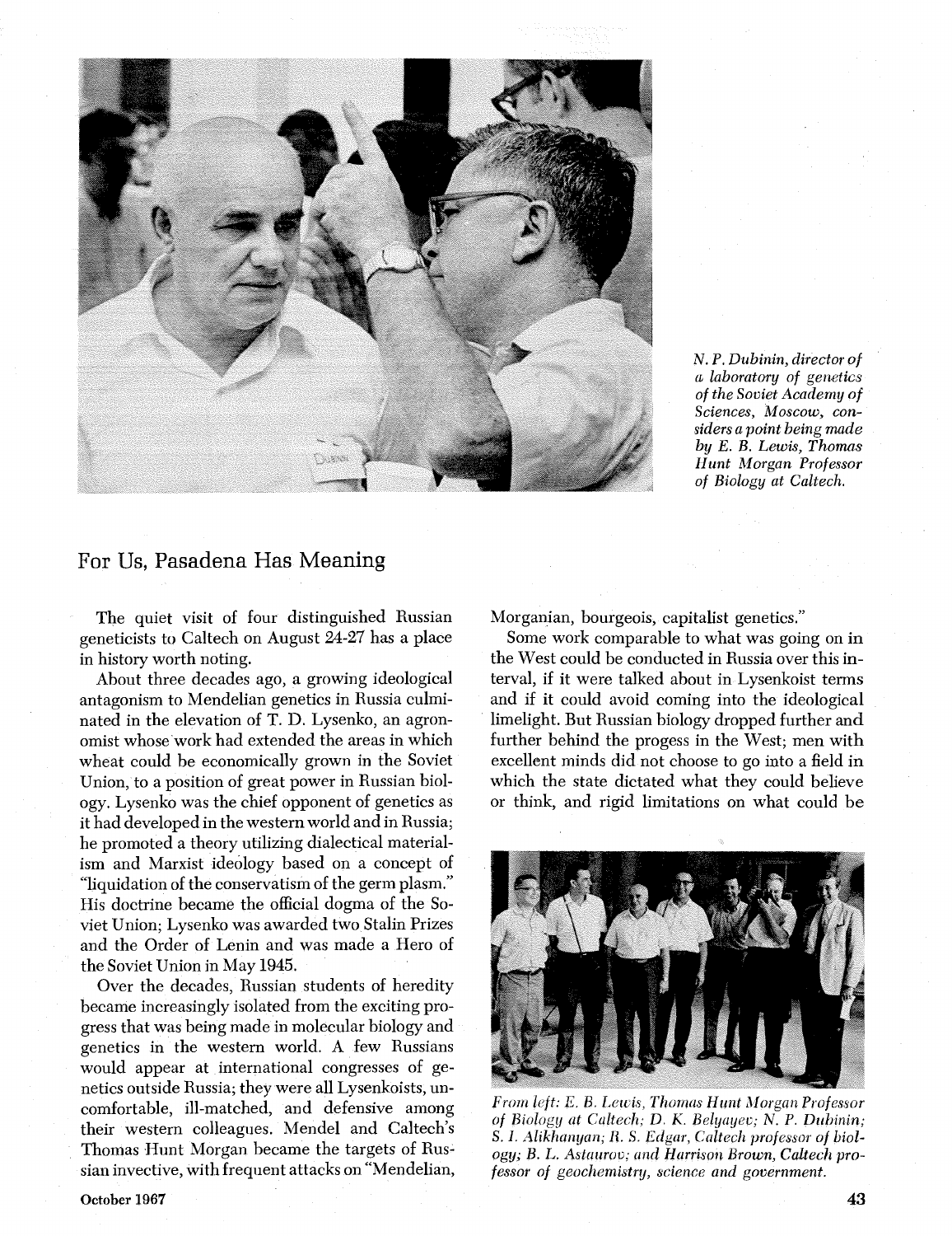N. P. Dubinin, director of a laboratory of genetics of the Soviet Academy of Sciences, Moscow, considers a point being made by E. B. Lewis, Thomas Hunt Morgan Professor of Biology at Caltech.

## For Us, Pasadena Has Meaning

The quiet visit of four distinguished Russian geneticists to Caltech on August 24-27 has a place in history worth noting.

About three decades ago, a growing ideological antagonism to Mendelian genetics in Russia culminated in the elevation of T. D. Lysenko, an agronomist whose work had extended the areas in which wheat could be economically grown in the Soviet Union, to a position of great power in Russian biology. Lysenko was the chief opponent of genetics as it had developed in the western world and in Russia; he promoted a theory utilizing dialectical materialism and Marxist ideology based on a concept of "liquidation of the conservatism of the germ plasm." His doctrine became the official dogma of the Soviet Union; Lysenko was awarded two Stalin Prizes and the Order of Lenin and was made a Hero of the Soviet Union in May 1945.

Over the decades, Russian students of heredity became increasingly isolated from the exciting progress that was being made in molecular biology and genetics in the western world. A few Russians would appear at international congresses of genetics outside Russia; they were all Lysenkoists, uncomfortable, ill-matched, and defensive among their western colleagues. Mendel and Caltech's Thomas Hunt Morgan became the targets of Russian invective, with frequent attacks on "Mendelian, Morganian, bourgeois, capitalist genetics."

Some work comparable to what was going on in the West could be conducted in Russia over this interval, if it were talked about in Lysenkoist terms and if it could avoid coming into the ideological limelight. But Russian biology dropped further and further behind the progess in the West; men with excellent minds did not choose to go into a field in which the state dictated what they could believe or think, and rigid limitations on what could be

*From left: E. B. Lewis, Thomas Hunt Morgan Professor of Biology at Caltech; D. K. Belyayev; N. P. Dubinin; S. I. Alikhanyan; R. S. Edgar, Caltech professor of biology; B. L. Astaurov; and Harrison Brown, Caltech professor of geochemistry, science and government.*

October 1967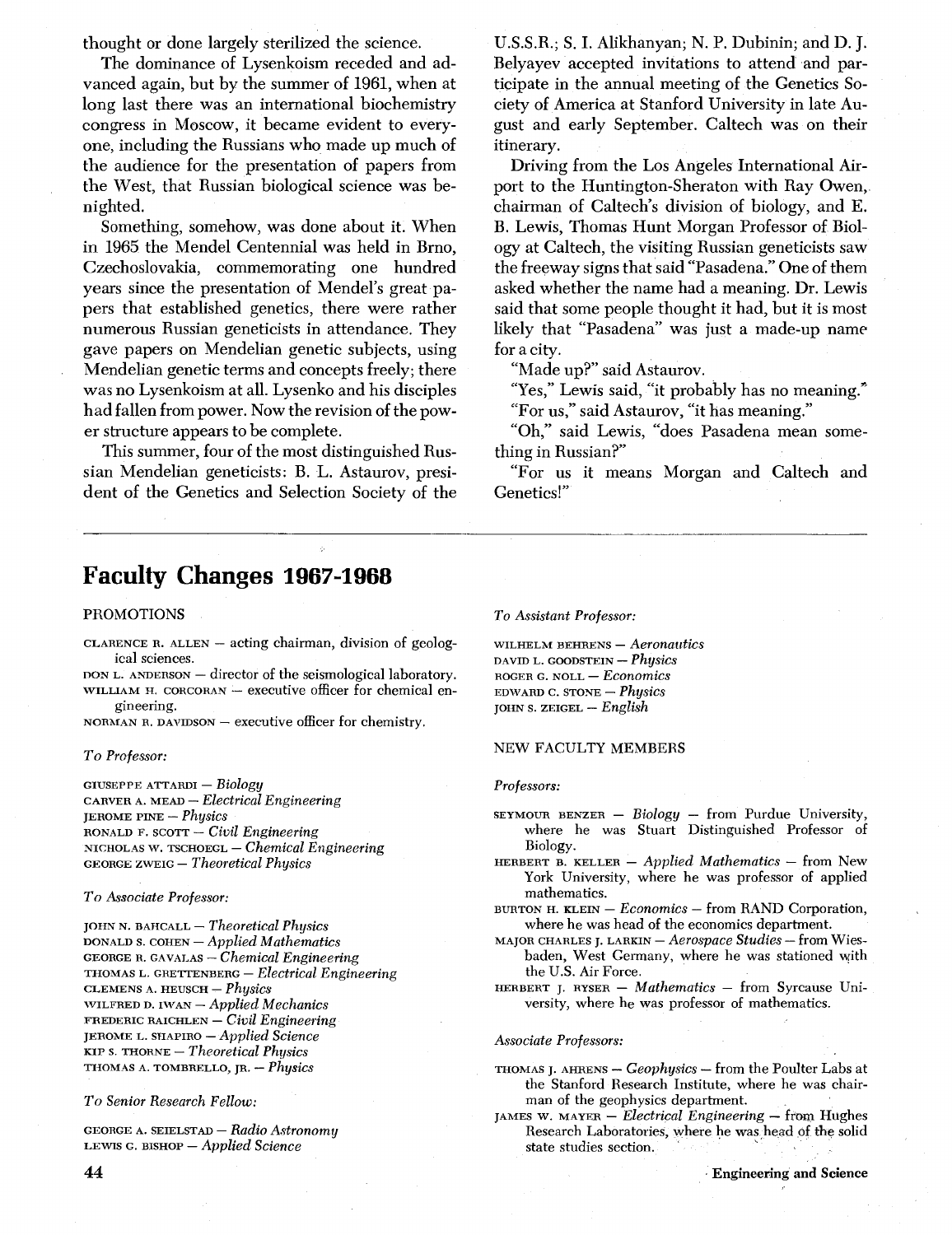thought or done largely sterilized the science.

The dominance of Lysenkoism receded and advanced again, but by the summer of 1961, when at long last there was an international biochemistry congress in Moscow, it became evident to everyone, including the Russians who made up much of the audience for the presentation of papers from the West, that Russian biological science was benighted.

Something, somehow, was done about it. When in 1965 the Mendel Centennial was held in Brno, Czechoslovakia, commemorating one hundred years since the presentation of Mendel's great papers that established genetics, there were rather numerous Russian geneticists in attendance. They gave papers on Mendelian genetic subjects, using Mendelian genetic terms and concepts freely; there was no Lysenkoism at all. Lysenko and his disciples had fallen from power. Now the revision of the power structure appears to be complete.

This summer, four of the most distinguished Russian Mendelian geneticists: B. L. Astaurov, president of the Genetics and Selection Society of the U.S.S.R.; S. I. Alikhanyan; N. P. Dubinin; and D. J. Belyayev accepted invitations to attend and participate in the annual meeting of the Genetics Society of America at Stanford University in late August and early September. Caltech was on their itinerary.

Driving from the Los Angeles International Airport to the Huntington-Sheraton with Ray Owen, chairman of Caltech's division of biology, and E. B. Lewis, Thomas Hunt Morgan Professor of Biology at Caltech, the visiting Russian geneticists saw the freeway signs that said "Pasadena." One of them asked whether the name had a meaning. Dr. Lewis said that some people thought it had, but it is most likely that "Pasadena" was just a made-up name for a city.

"Made up?" said Astaurov.

"Yes," Lewis said, "it probably has no meaning."

"For us," said Astaurov, "it has meaning."

"Oh," said Lewis, "does Pasadena mean something in Russian?"

"For us it means Morgan and Caltech and Genetics!"

---

# Faculty Changes 1967-1968

## PROMOTIONS

CLARENCE R. ALLEN — acting chairman, division of geological sciences.
DON L. ANDERSON — director of the seismological laboratory.
WILLIAM H. CORCORAN — executive officer for chemical engineering.
NORMAN R. DAVIDSON — executive officer for chemistry.

*To Professor:*

GIUSEPPE ATTARDI — *Biology*
CARVER A. MEAD — *Electrical Engineering*
JEROME PINE — *Physics*
RONALD F. SCOTT — *Civil Engineering*
NICHOLAS W. TSCHOEGL — *Chemical Engineering*
GEORGE ZWEIG — *Theoretical Physics*

*To Associate Professor:*

JOHN N. BAHCALL — *Theoretical Physics*
DONALD S. COHEN — *Applied Mathematics*
GEORGE R. GAVALAS — *Chemical Engineering*
THOMAS L. GRETTENBERG — *Electrical Engineering*
CLEMENS A. HEUSCH — *Physics*
WILFRED D. IWAN — *Applied Mechanics*
FREDERIC RAICHLEN — *Civil Engineering*
JEROME L. SHAPIRO — *Applied Science*
KIP S. THORNE — *Theoretical Physics*
THOMAS A. TOMBRELLO, JR. — *Physics*

*To Senior Research Fellow:*

GEORGE A. SEIELSTAD — *Radio Astronomy*
LEWIS G. BISHOP — *Applied Science*

*To Assistant Professor:*

WILHELM BEHRENS — *Aeronautics*
DAVID L. GOODSTEIN — *Physics*
ROGER G. NOLL — *Economics*
EDWARD C. STONE — *Physics*
JOHN S. ZEIGEL — *English*

## NEW FACULTY MEMBERS

*Professors:*

SEYMOUR BENZER — *Biology* — from Purdue University, where he was Stuart Distinguished Professor of Biology.
HERBERT B. KELLER — *Applied Mathematics* — from New York University, where he was professor of applied mathematics.
BURTON H. KLEIN — *Economics* — from RAND Corporation, where he was head of the economics department.
MAJOR CHARLES J. LARKIN — *Aerospace Studies* — from Wiesbaden, West Germany, where he was stationed with the U.S. Air Force.
HERBERT J. RYSER — *Mathematics* — from Syrcause University, where he was professor of mathematics.

*Associate Professors:*

THOMAS J. AHRENS — *Geophysics* — from the Poulter Labs at the Stanford Research Institute, where he was chairman of the geophysics department.
JAMES W. MAYER — *Electrical Engineering* — from Hughes Research Laboratories, where he was head of the solid state studies section.